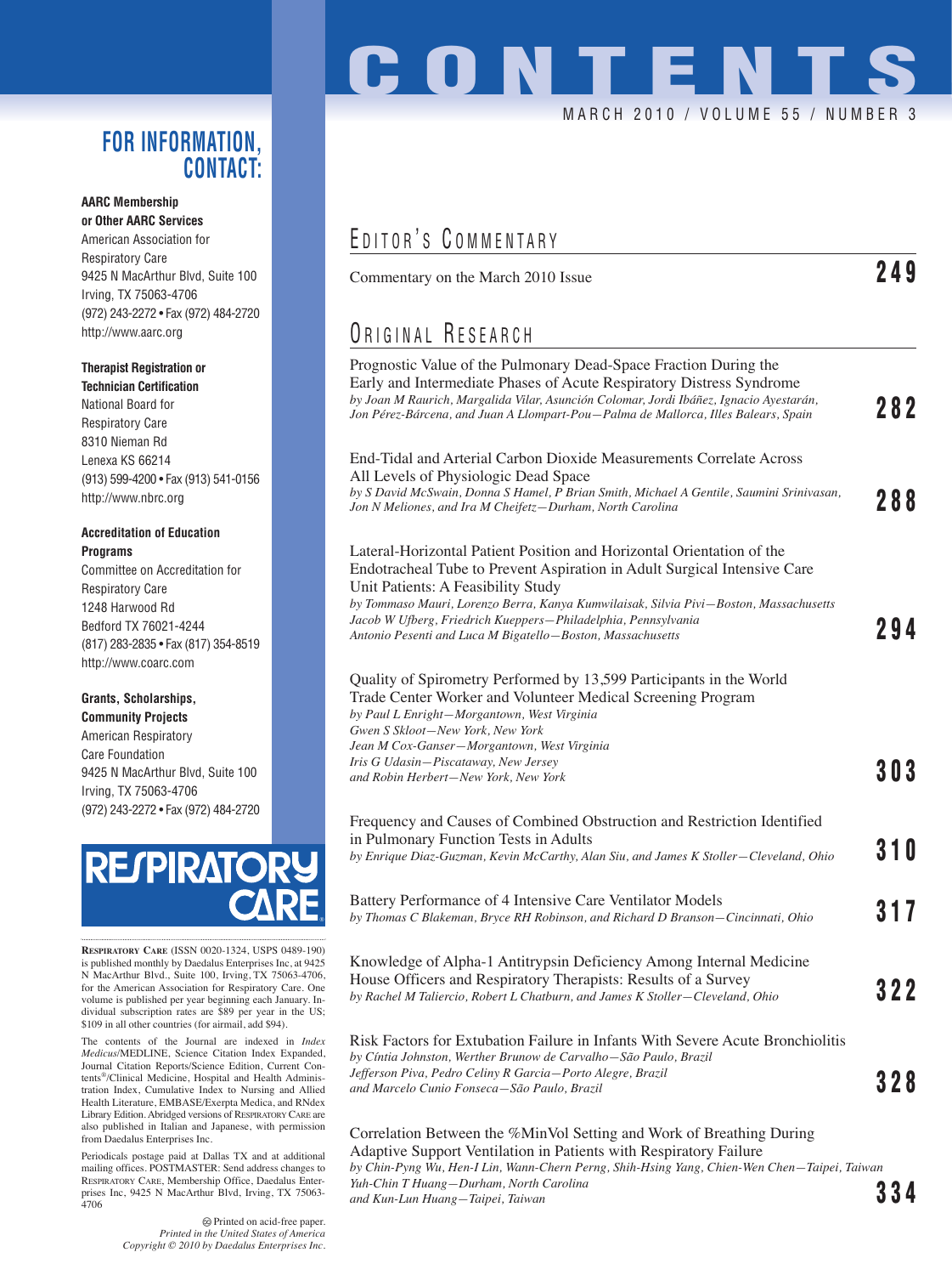# CONTENTS

MARCH 2010 / VOLUME 55 / NUMBER 3

## EDITOR'S COMMENTARY

Commentary on the March 2010 Issue **249**

## ORIGINAL RESEARCH

Prognostic Value of the Pulmonary Dead-Space Fraction During the Early and Intermediate Phases of Acute Respiratory Distress Syndrome
*by Joan M Raurich, Margalida Vilar, Asunción Colomar, Jordi Ibáñez, Ignacio Ayestarán, Jon Pérez-Bárcena, and Juan A Llompart-Pou—Palma de Mallorca, Illes Balears, Spain* **282**

End-Tidal and Arterial Carbon Dioxide Measurements Correlate Across All Levels of Physiologic Dead Space
*by S David McSwain, Donna S Hamel, P Brian Smith, Michael A Gentile, Saumini Srinivasan, Jon N Meliones, and Ira M Cheifetz—Durham, North Carolina* **288**

Lateral-Horizontal Patient Position and Horizontal Orientation of the Endotracheal Tube to Prevent Aspiration in Adult Surgical Intensive Care Unit Patients: A Feasibility Study
*by Tommaso Mauri, Lorenzo Berra, Kanya Kumwilaisak, Silvia Pivi—Boston, Massachusetts*
*Jacob W Ufberg, Friedrich Kueppers—Philadelphia, Pennsylvania*
*Antonio Pesenti and Luca M Bigatello—Boston, Massachusetts* **294**

Quality of Spirometry Performed by 13,599 Participants in the World Trade Center Worker and Volunteer Medical Screening Program
*by Paul L Enright—Morgantown, West Virginia*
*Gwen S Skloot—New York, New York*
*Jean M Cox-Ganser—Morgantown, West Virginia*
*Iris G Udasin—Piscataway, New Jersey*
*and Robin Herbert—New York, New York* **303**

Frequency and Causes of Combined Obstruction and Restriction Identified in Pulmonary Function Tests in Adults
*by Enrique Diaz-Guzman, Kevin McCarthy, Alan Siu, and James K Stoller—Cleveland, Ohio* **310**

Battery Performance of 4 Intensive Care Ventilator Models
*by Thomas C Blakeman, Bryce RH Robinson, and Richard D Branson—Cincinnati, Ohio* **317**

Knowledge of Alpha-1 Antitrypsin Deficiency Among Internal Medicine House Officers and Respiratory Therapists: Results of a Survey
*by Rachel M Taliercio, Robert L Chatburn, and James K Stoller—Cleveland, Ohio* **322**

Risk Factors for Extubation Failure in Infants With Severe Acute Bronchiolitis
*by Cíntia Johnston, Werther Brunow de Carvalho—São Paulo, Brazil*
*Jefferson Piva, Pedro Celiny R Garcia—Porto Alegre, Brazil*
*and Marcelo Cunio Fonseca—São Paulo, Brazil* **328**

Correlation Between the %MinVol Setting and Work of Breathing During Adaptive Support Ventilation in Patients with Respiratory Failure
*by Chin-Pyng Wu, Hen-I Lin, Wann-Cherng Perng, Shih-Hsing Yang, Chien-Wen Chen—Taipei, Taiwan*
*Yuh-Chin T Huang—Durham, North Carolina*
*and Kun-Lun Huang—Taipei, Taiwan* **334**

## FOR INFORMATION, CONTACT:

**AARC Membership or Other AARC Services**
American Association for Respiratory Care
9425 N MacArthur Blvd, Suite 100
Irving, TX 75063-4706
(972) 243-2272 • Fax (972) 484-2720
http://www.aarc.org

**Therapist Registration or Technician Certification**
National Board for Respiratory Care
8310 Nieman Rd
Lenexa KS 66214
(913) 599-4200 • Fax (913) 541-0156
http://www.nbrc.org

**Accreditation of Education Programs**
Committee on Accreditation for Respiratory Care
1248 Harwood Rd
Bedford TX 76021-4244
(817) 283-2835 • Fax (817) 354-8519
http://www.coarc.com

**Grants, Scholarships, Community Projects**
American Respiratory Care Foundation
9425 N MacArthur Blvd, Suite 100
Irving, TX 75063-4706
(972) 243-2272 • Fax (972) 484-2720

RESPIRATORY CARE

RESPIRATORY CARE (ISSN 0020-1324, USPS 0489-190) is published monthly by Daedalus Enterprises Inc, at 9425 N MacArthur Blvd., Suite 100, Irving, TX 75063-4706, for the American Association for Respiratory Care. One volume is published per year beginning each January. Individual subscription rates are $89 per year in the US; $109 in all other countries (for airmail, add $94).

The contents of the Journal are indexed in *Index Medicus*/MEDLINE, Science Citation Index Expanded, Journal Citation Reports/Science Edition, Current Contents®/Clinical Medicine, Hospital and Health Administration Index, Cumulative Index to Nursing and Allied Health Literature, EMBASE/Exerpta Medica, and RNdex Library Edition. Abridged versions of RESPIRATORY CARE are also published in Italian and Japanese, with permission from Daedalus Enterprises Inc.

Periodicals postage paid at Dallas TX and at additional mailing offices. POSTMASTER: Send address changes to RESPIRATORY CARE, Membership Office, Daedalus Enterprises Inc, 9425 N MacArthur Blvd, Irving, TX 75063-4706

Printed on acid-free paper.
*Printed in the United States of America*
*Copyright © 2010 by Daedalus Enterprises Inc.*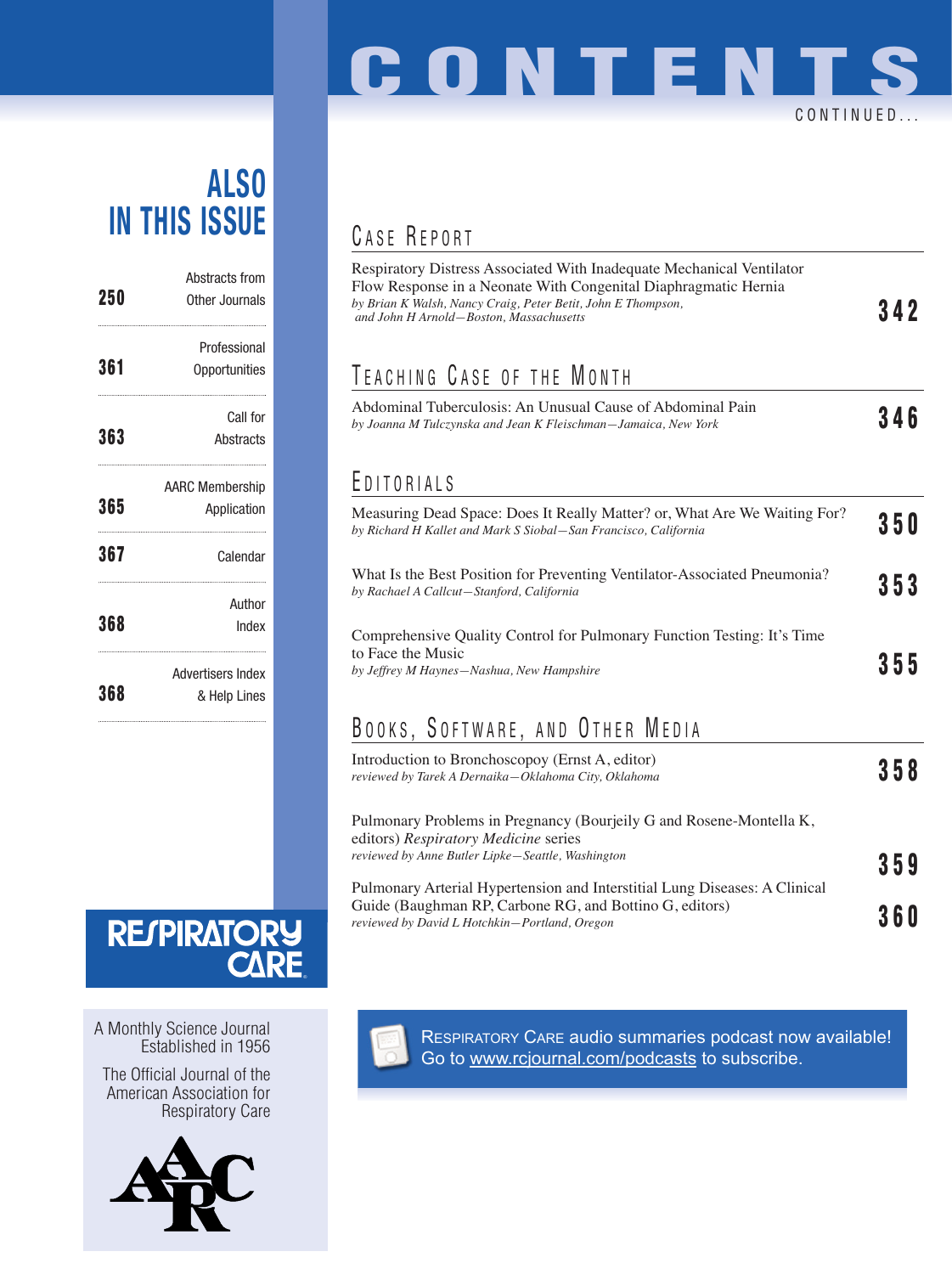# CONTENTS

CONTINUED...

## ALSO IN THIS ISSUE

| | |
|---|---|
| 250 | Abstracts from Other Journals |
| 361 | Professional Opportunities |
| 363 | Call for Abstracts |
| 365 | AARC Membership Application |
| 367 | Calendar |
| 368 | Author Index |
| 368 | Advertisers Index & Help Lines |

## CASE REPORT

Respiratory Distress Associated With Inadequate Mechanical Ventilator Flow Response in a Neonate With Congenital Diaphragmatic Hernia
*by Brian K Walsh, Nancy Craig, Peter Betit, John E Thompson, and John H Arnold—Boston, Massachusetts* — **342**

## TEACHING CASE OF THE MONTH

Abdominal Tuberculosis: An Unusual Cause of Abdominal Pain
*by Joanna M Tulczynska and Jean K Fleischman—Jamaica, New York* — **346**

## EDITORIALS

Measuring Dead Space: Does It Really Matter? or, What Are We Waiting For?
*by Richard H Kallet and Mark S Siobal—San Francisco, California* — **350**

What Is the Best Position for Preventing Ventilator-Associated Pneumonia?
*by Rachael A Callcut—Stanford, California* — **353**

Comprehensive Quality Control for Pulmonary Function Testing: It's Time to Face the Music
*by Jeffrey M Haynes—Nashua, New Hampshire* — **355**

## BOOKS, SOFTWARE, AND OTHER MEDIA

Introduction to Bronchoscopy (Ernst A, editor)
*reviewed by Tarek A Dernaika—Oklahoma City, Oklahoma* — **358**

Pulmonary Problems in Pregnancy (Bourjeily G and Rosene-Montella K, editors) *Respiratory Medicine* series
*reviewed by Anne Butler Lipke—Seattle, Washington* — **359**

Pulmonary Arterial Hypertension and Interstitial Lung Diseases: A Clinical Guide (Baughman RP, Carbone RG, and Bottino G, editors)
*reviewed by David L Hotchkin—Portland, Oregon* — **360**

RESPIRATORY CARE

A Monthly Science Journal Established in 1956

The Official Journal of the American Association for Respiratory Care

RESPIRATORY CARE audio summaries podcast now available! Go to www.rcjournal.com/podcasts to subscribe.